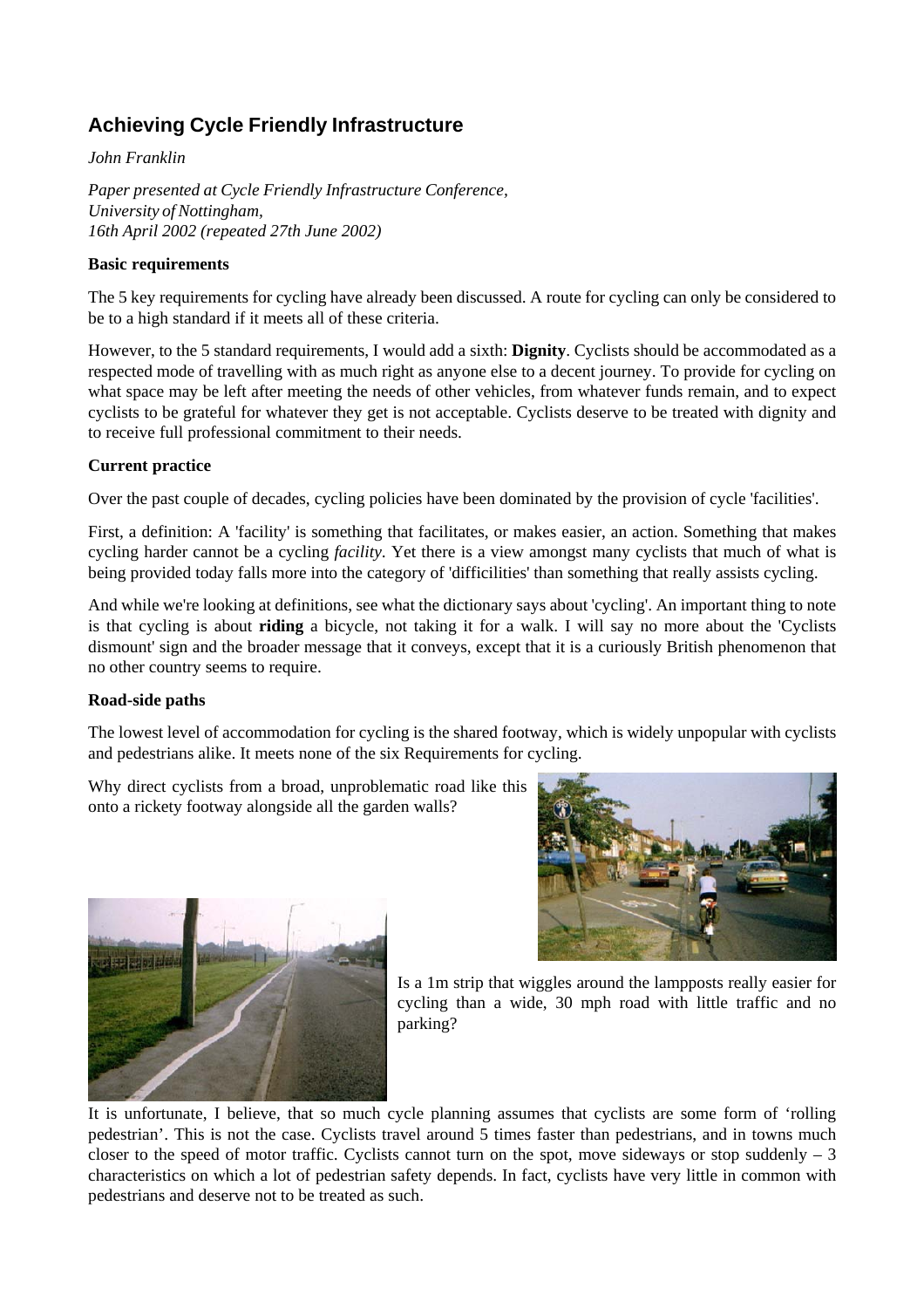# Achieving Cycle Friendly Infrastructure

*John Franklin*

*Paper presented at Cycle Friendly Infrastructure Conference,*
*University of Nottingham,*
*16th April 2002 (repeated 27th June 2002)*

**Basic requirements**

The 5 key requirements for cycling have already been discussed. A route for cycling can only be considered to be to a high standard if it meets all of these criteria.

However, to the 5 standard requirements, I would add a sixth: **Dignity**. Cyclists should be accommodated as a respected mode of travelling with as much right as anyone else to a decent journey. To provide for cycling on what space may be left after meeting the needs of other vehicles, from whatever funds remain, and to expect cyclists to be grateful for whatever they get is not acceptable. Cyclists deserve to be treated with dignity and to receive full professional commitment to their needs.

**Current practice**

Over the past couple of decades, cycling policies have been dominated by the provision of cycle 'facilities'.

First, a definition: A 'facility' is something that facilitates, or makes easier, an action. Something that makes cycling harder cannot be a cycling *facility*. Yet there is a view amongst many cyclists that much of what is being provided today falls more into the category of 'difficilities' than something that really assists cycling.

And while we're looking at definitions, see what the dictionary says about 'cycling'. An important thing to note is that cycling is about **riding** a bicycle, not taking it for a walk. I will say no more about the 'Cyclists dismount' sign and the broader message that it conveys, except that it is a curiously British phenomenon that no other country seems to require.

**Road-side paths**

The lowest level of accommodation for cycling is the shared footway, which is widely unpopular with cyclists and pedestrians alike. It meets none of the six Requirements for cycling.

Why direct cyclists from a broad, unproblematic road like this onto a rickety footway alongside all the garden walls?

Is a 1m strip that wiggles around the lampposts really easier for cycling than a wide, 30 mph road with little traffic and no parking?

It is unfortunate, I believe, that so much cycle planning assumes that cyclists are some form of 'rolling pedestrian'. This is not the case. Cyclists travel around 5 times faster than pedestrians, and in towns much closer to the speed of motor traffic. Cyclists cannot turn on the spot, move sideways or stop suddenly – 3 characteristics on which a lot of pedestrian safety depends. In fact, cyclists have very little in common with pedestrians and deserve not to be treated as such.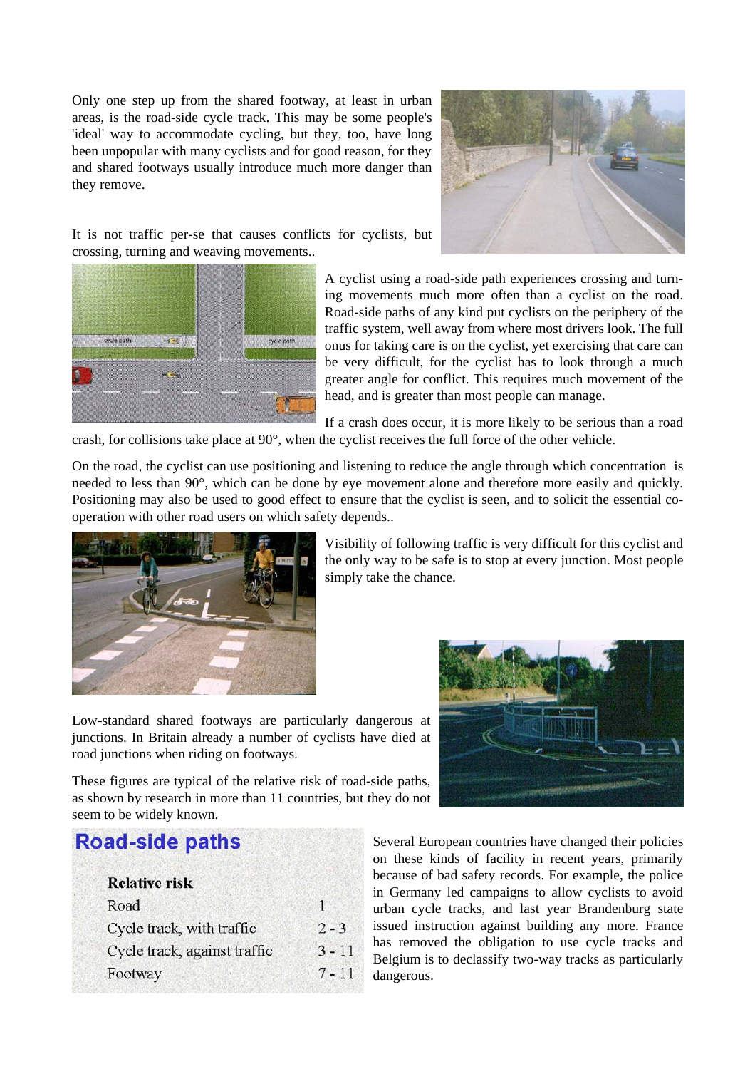Only one step up from the shared footway, at least in urban areas, is the road-side cycle track. This may be some people's 'ideal' way to accommodate cycling, but they, too, have long been unpopular with many cyclists and for good reason, for they and shared footways usually introduce much more danger than they remove.

It is not traffic per-se that causes conflicts for cyclists, but crossing, turning and weaving movements..

A cyclist using a road-side path experiences crossing and turning movements much more often than a cyclist on the road. Road-side paths of any kind put cyclists on the periphery of the traffic system, well away from where most drivers look. The full onus for taking care is on the cyclist, yet exercising that care can be very difficult, for the cyclist has to look through a much greater angle for conflict. This requires much movement of the head, and is greater than most people can manage.

If a crash does occur, it is more likely to be serious than a road crash, for collisions take place at 90°, when the cyclist receives the full force of the other vehicle.

On the road, the cyclist can use positioning and listening to reduce the angle through which concentration is needed to less than 90°, which can be done by eye movement alone and therefore more easily and quickly. Positioning may also be used to good effect to ensure that the cyclist is seen, and to solicit the essential co-operation with other road users on which safety depends..

Visibility of following traffic is very difficult for this cyclist and the only way to be safe is to stop at every junction. Most people simply take the chance.

Low-standard shared footways are particularly dangerous at junctions. In Britain already a number of cyclists have died at road junctions when riding on footways.

These figures are typical of the relative risk of road-side paths, as shown by research in more than 11 countries, but they do not seem to be widely known.

## Road-side paths

| Relative risk | |
|---|---|
| Road | 1 |
| Cycle track, with traffic | 2 - 3 |
| Cycle track, against traffic | 3 - 11 |
| Footway | 7 - 11 |

Several European countries have changed their policies on these kinds of facility in recent years, primarily because of bad safety records. For example, the police in Germany led campaigns to allow cyclists to avoid urban cycle tracks, and last year Brandenburg state issued instruction against building any more. France has removed the obligation to use cycle tracks and Belgium is to declassify two-way tracks as particularly dangerous.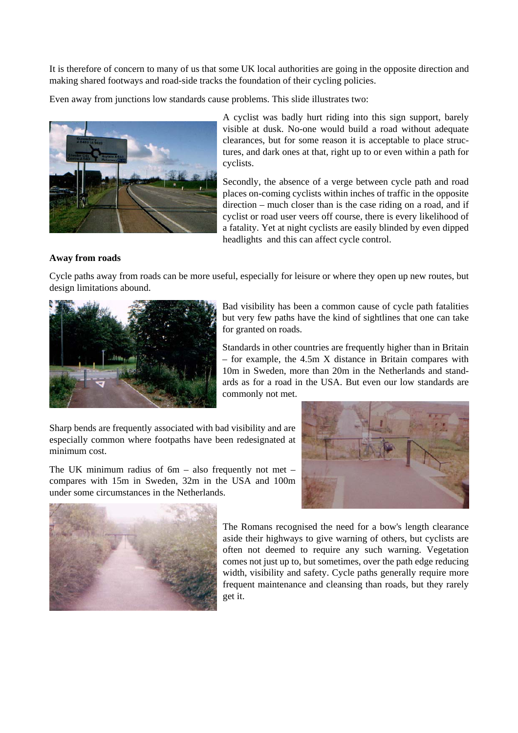It is therefore of concern to many of us that some UK local authorities are going in the opposite direction and making shared footways and road-side tracks the foundation of their cycling policies.

Even away from junctions low standards cause problems. This slide illustrates two:

A cyclist was badly hurt riding into this sign support, barely visible at dusk. No-one would build a road without adequate clearances, but for some reason it is acceptable to place structures, and dark ones at that, right up to or even within a path for cyclists.

Secondly, the absence of a verge between cycle path and road places on-coming cyclists within inches of traffic in the opposite direction – much closer than is the case riding on a road, and if cyclist or road user veers off course, there is every likelihood of a fatality. Yet at night cyclists are easily blinded by even dipped headlights and this can affect cycle control.

**Away from roads**

Cycle paths away from roads can be more useful, especially for leisure or where they open up new routes, but design limitations abound.

Bad visibility has been a common cause of cycle path fatalities but very few paths have the kind of sightlines that one can take for granted on roads.

Standards in other countries are frequently higher than in Britain – for example, the 4.5m X distance in Britain compares with 10m in Sweden, more than 20m in the Netherlands and standards as for a road in the USA. But even our low standards are commonly not met.

Sharp bends are frequently associated with bad visibility and are especially common where footpaths have been redesignated at minimum cost.

The UK minimum radius of 6m – also frequently not met – compares with 15m in Sweden, 32m in the USA and 100m under some circumstances in the Netherlands.

The Romans recognised the need for a bow's length clearance aside their highways to give warning of others, but cyclists are often not deemed to require any such warning. Vegetation comes not just up to, but sometimes, over the path edge reducing width, visibility and safety. Cycle paths generally require more frequent maintenance and cleansing than roads, but they rarely get it.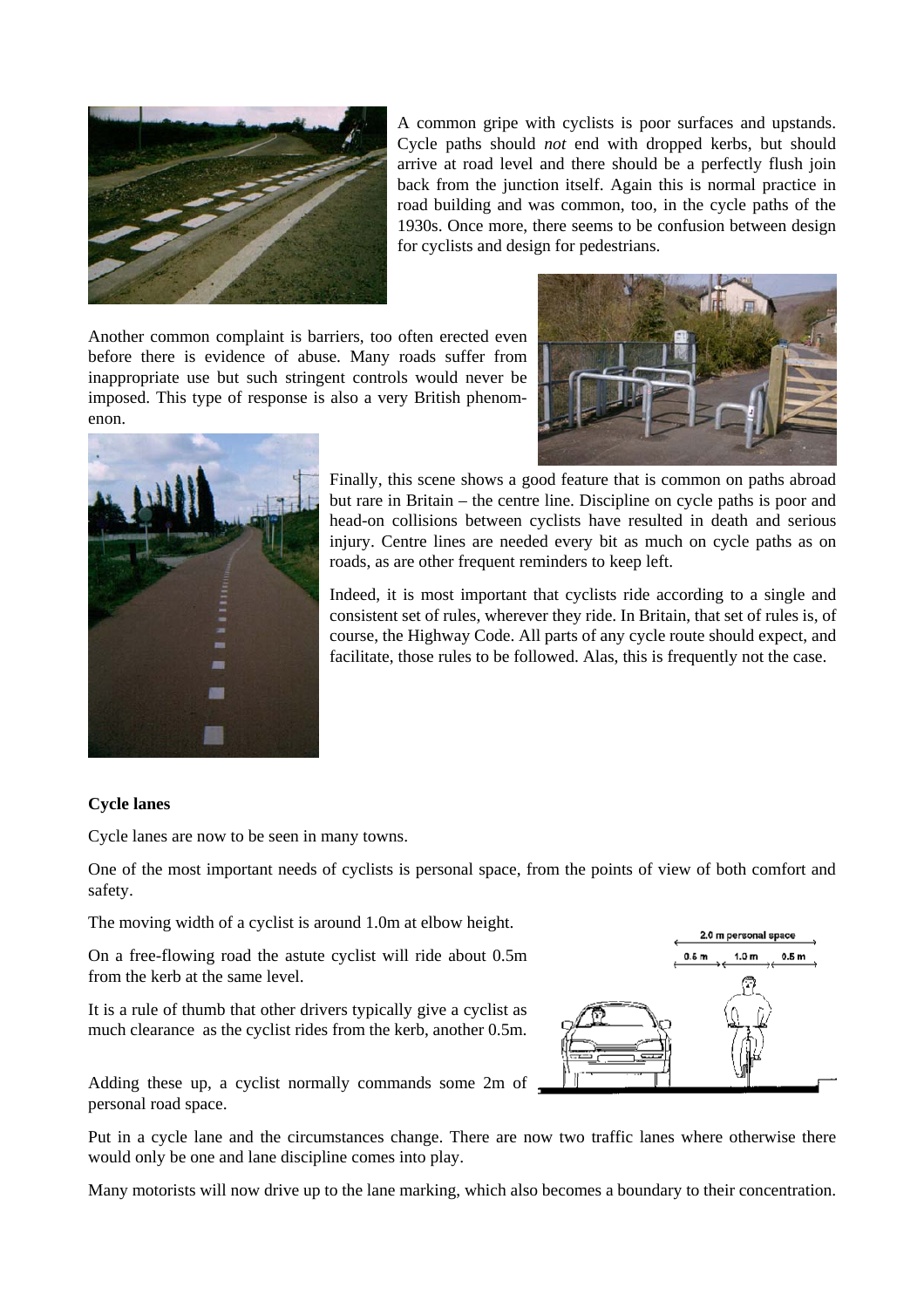A common gripe with cyclists is poor surfaces and upstands. Cycle paths should *not* end with dropped kerbs, but should arrive at road level and there should be a perfectly flush join back from the junction itself. Again this is normal practice in road building and was common, too, in the cycle paths of the 1930s. Once more, there seems to be confusion between design for cyclists and design for pedestrians.

Another common complaint is barriers, too often erected even before there is evidence of abuse. Many roads suffer from inappropriate use but such stringent controls would never be imposed. This type of response is also a very British phenomenon.

Finally, this scene shows a good feature that is common on paths abroad but rare in Britain – the centre line. Discipline on cycle paths is poor and head-on collisions between cyclists have resulted in death and serious injury. Centre lines are needed every bit as much on cycle paths as on roads, as are other frequent reminders to keep left.

Indeed, it is most important that cyclists ride according to a single and consistent set of rules, wherever they ride. In Britain, that set of rules is, of course, the Highway Code. All parts of any cycle route should expect, and facilitate, those rules to be followed. Alas, this is frequently not the case.

**Cycle lanes**

Cycle lanes are now to be seen in many towns.

One of the most important needs of cyclists is personal space, from the points of view of both comfort and safety.

The moving width of a cyclist is around 1.0m at elbow height.

On a free-flowing road the astute cyclist will ride about 0.5m from the kerb at the same level.

It is a rule of thumb that other drivers typically give a cyclist as much clearance as the cyclist rides from the kerb, another 0.5m.

Adding these up, a cyclist normally commands some 2m of personal road space.

Put in a cycle lane and the circumstances change. There are now two traffic lanes where otherwise there would only be one and lane discipline comes into play.

Many motorists will now drive up to the lane marking, which also becomes a boundary to their concentration.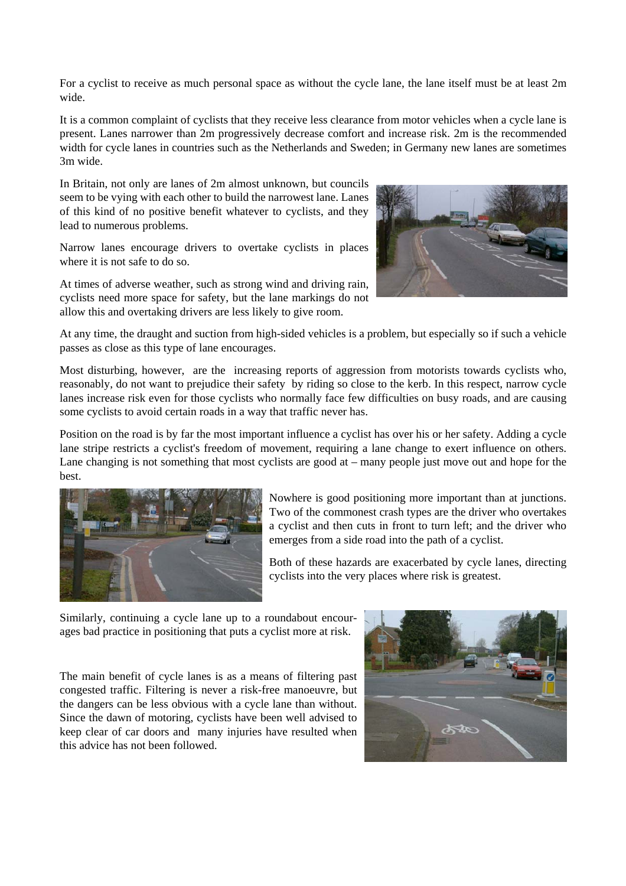For a cyclist to receive as much personal space as without the cycle lane, the lane itself must be at least 2m wide.

It is a common complaint of cyclists that they receive less clearance from motor vehicles when a cycle lane is present. Lanes narrower than 2m progressively decrease comfort and increase risk. 2m is the recommended width for cycle lanes in countries such as the Netherlands and Sweden; in Germany new lanes are sometimes 3m wide.

In Britain, not only are lanes of 2m almost unknown, but councils seem to be vying with each other to build the narrowest lane. Lanes of this kind of no positive benefit whatever to cyclists, and they lead to numerous problems.

Narrow lanes encourage drivers to overtake cyclists in places where it is not safe to do so.

At times of adverse weather, such as strong wind and driving rain, cyclists need more space for safety, but the lane markings do not allow this and overtaking drivers are less likely to give room.

At any time, the draught and suction from high-sided vehicles is a problem, but especially so if such a vehicle passes as close as this type of lane encourages.

Most disturbing, however, are the increasing reports of aggression from motorists towards cyclists who, reasonably, do not want to prejudice their safety by riding so close to the kerb. In this respect, narrow cycle lanes increase risk even for those cyclists who normally face few difficulties on busy roads, and are causing some cyclists to avoid certain roads in a way that traffic never has.

Position on the road is by far the most important influence a cyclist has over his or her safety. Adding a cycle lane stripe restricts a cyclist's freedom of movement, requiring a lane change to exert influence on others. Lane changing is not something that most cyclists are good at – many people just move out and hope for the best.

Nowhere is good positioning more important than at junctions. Two of the commonest crash types are the driver who overtakes a cyclist and then cuts in front to turn left; and the driver who emerges from a side road into the path of a cyclist.

Both of these hazards are exacerbated by cycle lanes, directing cyclists into the very places where risk is greatest.

Similarly, continuing a cycle lane up to a roundabout encourages bad practice in positioning that puts a cyclist more at risk.

The main benefit of cycle lanes is as a means of filtering past congested traffic. Filtering is never a risk-free manoeuvre, but the dangers can be less obvious with a cycle lane than without. Since the dawn of motoring, cyclists have been well advised to keep clear of car doors and many injuries have resulted when this advice has not been followed.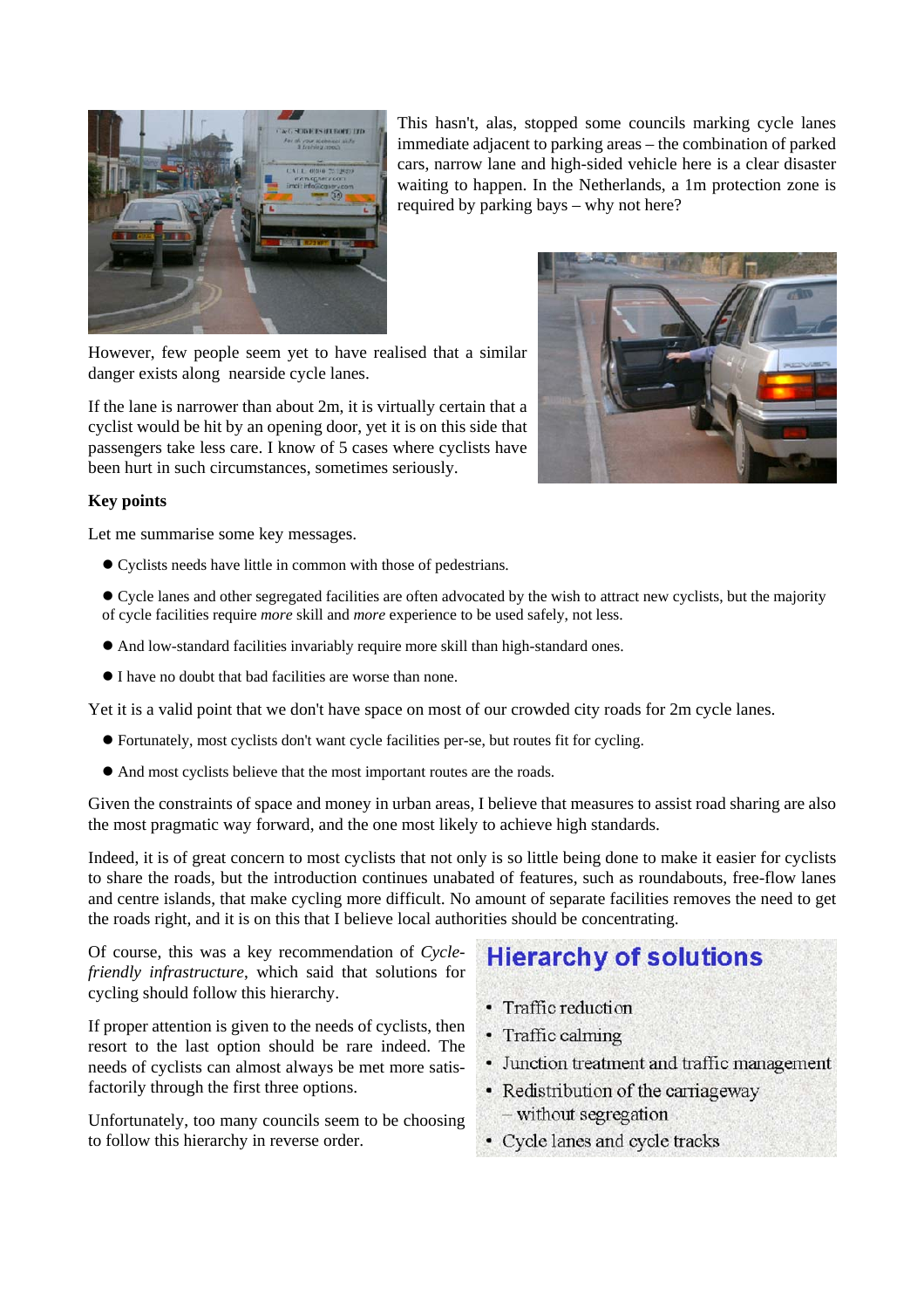This hasn't, alas, stopped some councils marking cycle lanes immediate adjacent to parking areas – the combination of parked cars, narrow lane and high-sided vehicle here is a clear disaster waiting to happen. In the Netherlands, a 1m protection zone is required by parking bays – why not here?

However, few people seem yet to have realised that a similar danger exists along nearside cycle lanes.

If the lane is narrower than about 2m, it is virtually certain that a cyclist would be hit by an opening door, yet it is on this side that passengers take less care. I know of 5 cases where cyclists have been hurt in such circumstances, sometimes seriously.

**Key points**

Let me summarise some key messages.

- Cyclists needs have little in common with those of pedestrians.
- Cycle lanes and other segregated facilities are often advocated by the wish to attract new cyclists, but the majority of cycle facilities require *more* skill and *more* experience to be used safely, not less.
- And low-standard facilities invariably require more skill than high-standard ones.
- I have no doubt that bad facilities are worse than none.

Yet it is a valid point that we don't have space on most of our crowded city roads for 2m cycle lanes.

- Fortunately, most cyclists don't want cycle facilities per-se, but routes fit for cycling.
- And most cyclists believe that the most important routes are the roads.

Given the constraints of space and money in urban areas, I believe that measures to assist road sharing are also the most pragmatic way forward, and the one most likely to achieve high standards.

Indeed, it is of great concern to most cyclists that not only is so little being done to make it easier for cyclists to share the roads, but the introduction continues unabated of features, such as roundabouts, free-flow lanes and centre islands, that make cycling more difficult. No amount of separate facilities removes the need to get the roads right, and it is on this that I believe local authorities should be concentrating.

Of course, this was a key recommendation of *Cycle-friendly infrastructure*, which said that solutions for cycling should follow this hierarchy.

**Hierarchy of solutions**

- Traffic reduction
- Traffic calming
- Junction treatment and traffic management
- Redistribution of the carriageway – without segregation
- Cycle lanes and cycle tracks

If proper attention is given to the needs of cyclists, then resort to the last option should be rare indeed. The needs of cyclists can almost always be met more satisfactorily through the first three options.

Unfortunately, too many councils seem to be choosing to follow this hierarchy in reverse order.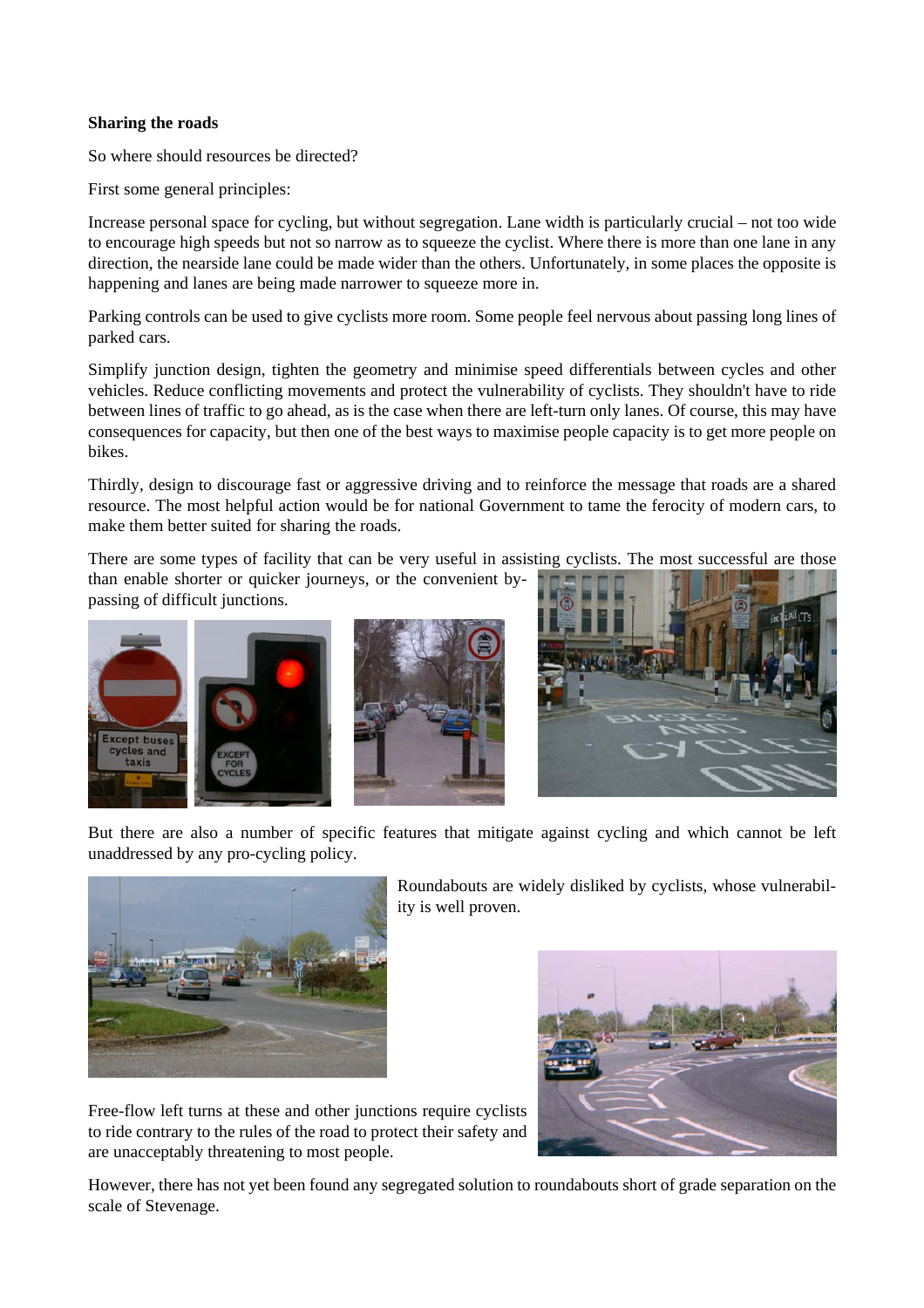**Sharing the roads**

So where should resources be directed?

First some general principles:

Increase personal space for cycling, but without segregation. Lane width is particularly crucial – not too wide to encourage high speeds but not so narrow as to squeeze the cyclist. Where there is more than one lane in any direction, the nearside lane could be made wider than the others. Unfortunately, in some places the opposite is happening and lanes are being made narrower to squeeze more in.

Parking controls can be used to give cyclists more room. Some people feel nervous about passing long lines of parked cars.

Simplify junction design, tighten the geometry and minimise speed differentials between cycles and other vehicles. Reduce conflicting movements and protect the vulnerability of cyclists. They shouldn't have to ride between lines of traffic to go ahead, as is the case when there are left-turn only lanes. Of course, this may have consequences for capacity, but then one of the best ways to maximise people capacity is to get more people on bikes.

Thirdly, design to discourage fast or aggressive driving and to reinforce the message that roads are a shared resource. The most helpful action would be for national Government to tame the ferocity of modern cars, to make them better suited for sharing the roads.

There are some types of facility that can be very useful in assisting cyclists. The most successful are those than enable shorter or quicker journeys, or the convenient by-passing of difficult junctions.

But there are also a number of specific features that mitigate against cycling and which cannot be left unaddressed by any pro-cycling policy.

Roundabouts are widely disliked by cyclists, whose vulnerability is well proven.

Free-flow left turns at these and other junctions require cyclists to ride contrary to the rules of the road to protect their safety and are unacceptably threatening to most people.

However, there has not yet been found any segregated solution to roundabouts short of grade separation on the scale of Stevenage.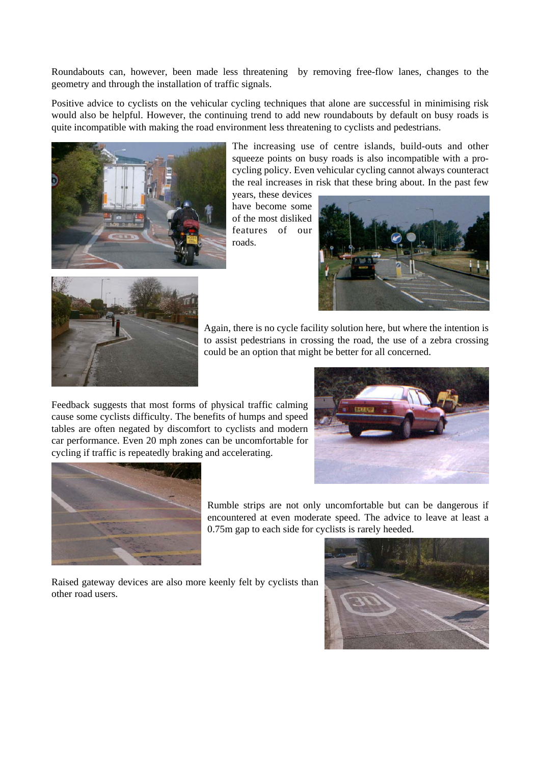Roundabouts can, however, been made less threatening by removing free-flow lanes, changes to the geometry and through the installation of traffic signals.

Positive advice to cyclists on the vehicular cycling techniques that alone are successful in minimising risk would also be helpful. However, the continuing trend to add new roundabouts by default on busy roads is quite incompatible with making the road environment less threatening to cyclists and pedestrians.

The increasing use of centre islands, build-outs and other squeeze points on busy roads is also incompatible with a pro-cycling policy. Even vehicular cycling cannot always counteract the real increases in risk that these bring about. In the past few years, these devices have become some of the most disliked features of our roads.

Again, there is no cycle facility solution here, but where the intention is to assist pedestrians in crossing the road, the use of a zebra crossing could be an option that might be better for all concerned.

Feedback suggests that most forms of physical traffic calming cause some cyclists difficulty. The benefits of humps and speed tables are often negated by discomfort to cyclists and modern car performance. Even 20 mph zones can be uncomfortable for cycling if traffic is repeatedly braking and accelerating.

Rumble strips are not only uncomfortable but can be dangerous if encountered at even moderate speed. The advice to leave at least a 0.75m gap to each side for cyclists is rarely heeded.

Raised gateway devices are also more keenly felt by cyclists than other road users.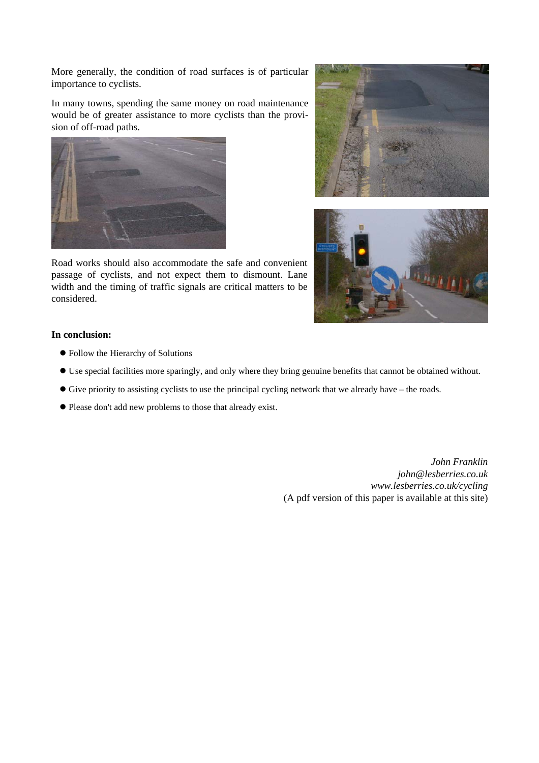More generally, the condition of road surfaces is of particular importance to cyclists.

In many towns, spending the same money on road maintenance would be of greater assistance to more cyclists than the provision of off-road paths.

Road works should also accommodate the safe and convenient passage of cyclists, and not expect them to dismount. Lane width and the timing of traffic signals are critical matters to be considered.

**In conclusion:**

- Follow the Hierarchy of Solutions
- Use special facilities more sparingly, and only where they bring genuine benefits that cannot be obtained without.
- Give priority to assisting cyclists to use the principal cycling network that we already have – the roads.
- Please don't add new problems to those that already exist.

*John Franklin*
*john@lesberries.co.uk*
*www.lesberries.co.uk/cycling*
(A pdf version of this paper is available at this site)